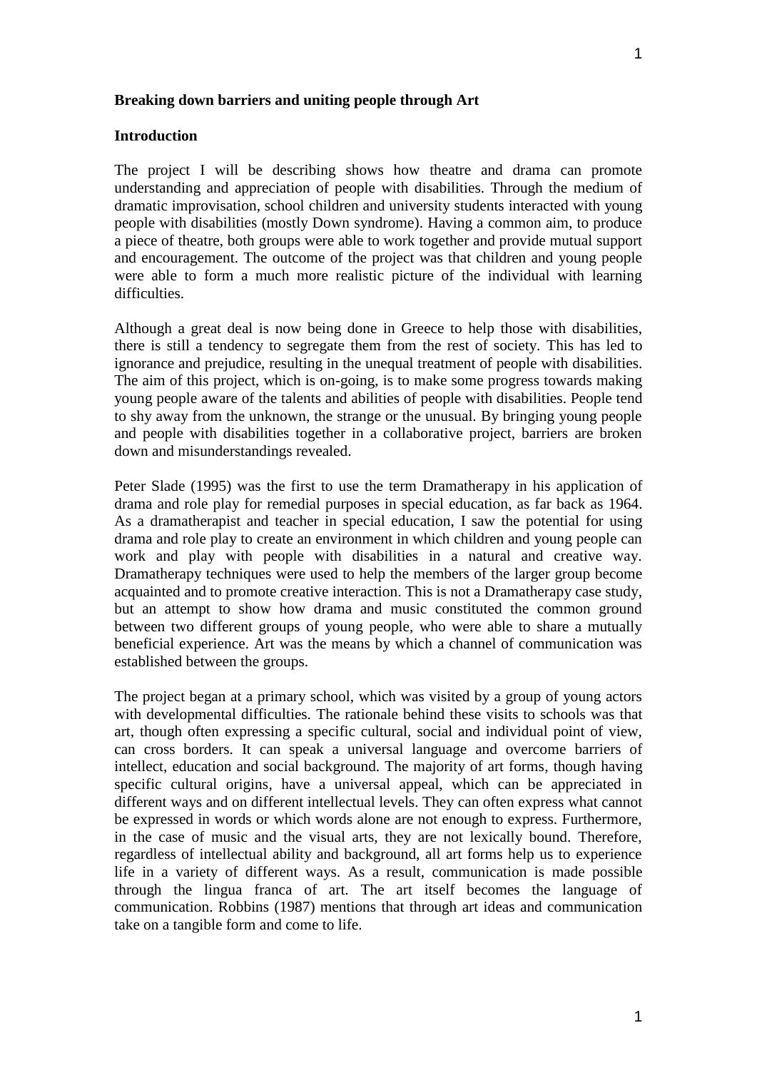**Breaking down barriers and uniting people through Art**

**Introduction**

The project I will be describing shows how theatre and drama can promote understanding and appreciation of people with disabilities. Through the medium of dramatic improvisation, school children and university students interacted with young people with disabilities (mostly Down syndrome). Having a common aim, to produce a piece of theatre, both groups were able to work together and provide mutual support and encouragement. The outcome of the project was that children and young people were able to form a much more realistic picture of the individual with learning difficulties.

Although a great deal is now being done in Greece to help those with disabilities, there is still a tendency to segregate them from the rest of society. This has led to ignorance and prejudice, resulting in the unequal treatment of people with disabilities. The aim of this project, which is on-going, is to make some progress towards making young people aware of the talents and abilities of people with disabilities. People tend to shy away from the unknown, the strange or the unusual. By bringing young people and people with disabilities together in a collaborative project, barriers are broken down and misunderstandings revealed.

Peter Slade (1995) was the first to use the term Dramatherapy in his application of drama and role play for remedial purposes in special education, as far back as 1964. As a dramatherapist and teacher in special education, I saw the potential for using drama and role play to create an environment in which children and young people can work and play with people with disabilities in a natural and creative way. Dramatherapy techniques were used to help the members of the larger group become acquainted and to promote creative interaction. This is not a Dramatherapy case study, but an attempt to show how drama and music constituted the common ground between two different groups of young people, who were able to share a mutually beneficial experience. Art was the means by which a channel of communication was established between the groups.

The project began at a primary school, which was visited by a group of young actors with developmental difficulties. The rationale behind these visits to schools was that art, though often expressing a specific cultural, social and individual point of view, can cross borders. It can speak a universal language and overcome barriers of intellect, education and social background. The majority of art forms, though having specific cultural origins, have a universal appeal, which can be appreciated in different ways and on different intellectual levels. They can often express what cannot be expressed in words or which words alone are not enough to express. Furthermore, in the case of music and the visual arts, they are not lexically bound. Therefore, regardless of intellectual ability and background, all art forms help us to experience life in a variety of different ways. As a result, communication is made possible through the lingua franca of art. The art itself becomes the language of communication. Robbins (1987) mentions that through art ideas and communication take on a tangible form and come to life.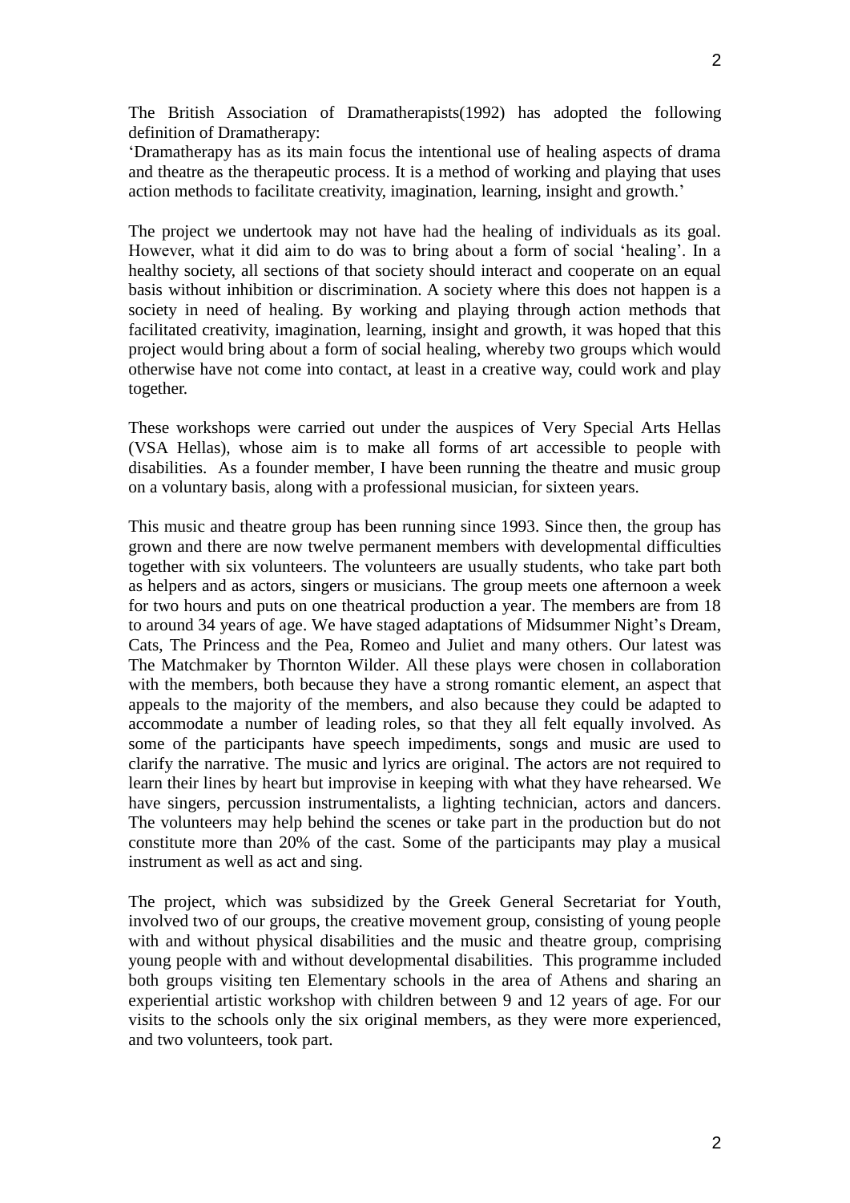The British Association of Dramatherapists(1992) has adopted the following definition of Dramatherapy:
'Dramatherapy has as its main focus the intentional use of healing aspects of drama and theatre as the therapeutic process. It is a method of working and playing that uses action methods to facilitate creativity, imagination, learning, insight and growth.'

The project we undertook may not have had the healing of individuals as its goal. However, what it did aim to do was to bring about a form of social 'healing'. In a healthy society, all sections of that society should interact and cooperate on an equal basis without inhibition or discrimination. A society where this does not happen is a society in need of healing. By working and playing through action methods that facilitated creativity, imagination, learning, insight and growth, it was hoped that this project would bring about a form of social healing, whereby two groups which would otherwise have not come into contact, at least in a creative way, could work and play together.

These workshops were carried out under the auspices of Very Special Arts Hellas (VSA Hellas), whose aim is to make all forms of art accessible to people with disabilities. As a founder member, I have been running the theatre and music group on a voluntary basis, along with a professional musician, for sixteen years.

This music and theatre group has been running since 1993. Since then, the group has grown and there are now twelve permanent members with developmental difficulties together with six volunteers. The volunteers are usually students, who take part both as helpers and as actors, singers or musicians. The group meets one afternoon a week for two hours and puts on one theatrical production a year. The members are from 18 to around 34 years of age. We have staged adaptations of Midsummer Night's Dream, Cats, The Princess and the Pea, Romeo and Juliet and many others. Our latest was The Matchmaker by Thornton Wilder. All these plays were chosen in collaboration with the members, both because they have a strong romantic element, an aspect that appeals to the majority of the members, and also because they could be adapted to accommodate a number of leading roles, so that they all felt equally involved. As some of the participants have speech impediments, songs and music are used to clarify the narrative. The music and lyrics are original. The actors are not required to learn their lines by heart but improvise in keeping with what they have rehearsed. We have singers, percussion instrumentalists, a lighting technician, actors and dancers. The volunteers may help behind the scenes or take part in the production but do not constitute more than 20% of the cast. Some of the participants may play a musical instrument as well as act and sing.

The project, which was subsidized by the Greek General Secretariat for Youth, involved two of our groups, the creative movement group, consisting of young people with and without physical disabilities and the music and theatre group, comprising young people with and without developmental disabilities. This programme included both groups visiting ten Elementary schools in the area of Athens and sharing an experiential artistic workshop with children between 9 and 12 years of age. For our visits to the schools only the six original members, as they were more experienced, and two volunteers, took part.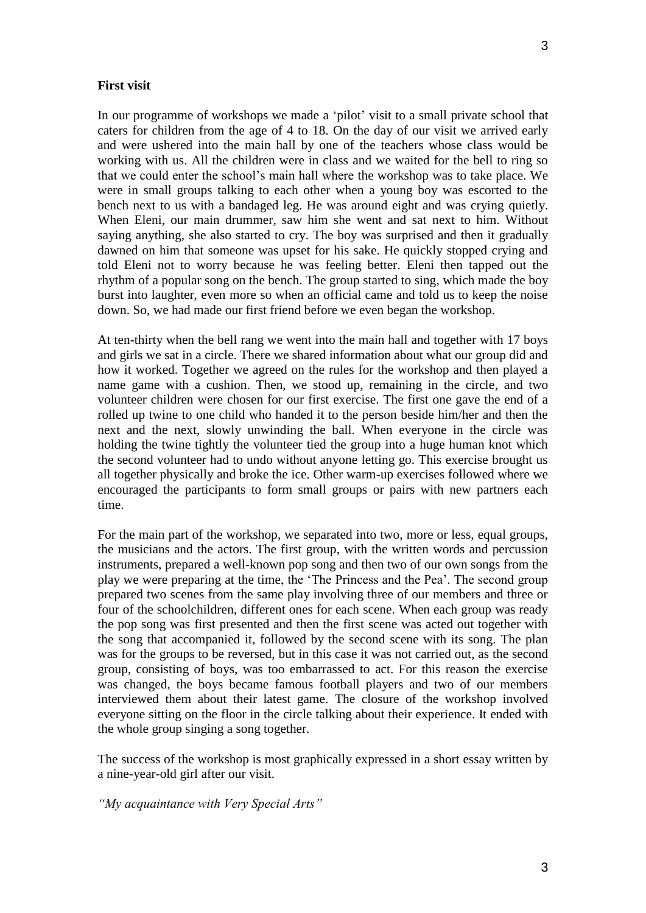**First visit**

In our programme of workshops we made a 'pilot' visit to a small private school that caters for children from the age of 4 to 18. On the day of our visit we arrived early and were ushered into the main hall by one of the teachers whose class would be working with us. All the children were in class and we waited for the bell to ring so that we could enter the school's main hall where the workshop was to take place. We were in small groups talking to each other when a young boy was escorted to the bench next to us with a bandaged leg. He was around eight and was crying quietly. When Eleni, our main drummer, saw him she went and sat next to him. Without saying anything, she also started to cry. The boy was surprised and then it gradually dawned on him that someone was upset for his sake. He quickly stopped crying and told Eleni not to worry because he was feeling better. Eleni then tapped out the rhythm of a popular song on the bench. The group started to sing, which made the boy burst into laughter, even more so when an official came and told us to keep the noise down. So, we had made our first friend before we even began the workshop.

At ten-thirty when the bell rang we went into the main hall and together with 17 boys and girls we sat in a circle. There we shared information about what our group did and how it worked. Together we agreed on the rules for the workshop and then played a name game with a cushion. Then, we stood up, remaining in the circle, and two volunteer children were chosen for our first exercise. The first one gave the end of a rolled up twine to one child who handed it to the person beside him/her and then the next and the next, slowly unwinding the ball. When everyone in the circle was holding the twine tightly the volunteer tied the group into a huge human knot which the second volunteer had to undo without anyone letting go. This exercise brought us all together physically and broke the ice. Other warm-up exercises followed where we encouraged the participants to form small groups or pairs with new partners each time.

For the main part of the workshop, we separated into two, more or less, equal groups, the musicians and the actors. The first group, with the written words and percussion instruments, prepared a well-known pop song and then two of our own songs from the play we were preparing at the time, the 'The Princess and the Pea'. The second group prepared two scenes from the same play involving three of our members and three or four of the schoolchildren, different ones for each scene. When each group was ready the pop song was first presented and then the first scene was acted out together with the song that accompanied it, followed by the second scene with its song. The plan was for the groups to be reversed, but in this case it was not carried out, as the second group, consisting of boys, was too embarrassed to act. For this reason the exercise was changed, the boys became famous football players and two of our members interviewed them about their latest game. The closure of the workshop involved everyone sitting on the floor in the circle talking about their experience. It ended with the whole group singing a song together.

The success of the workshop is most graphically expressed in a short essay written by a nine-year-old girl after our visit.

*"My acquaintance with Very Special Arts"*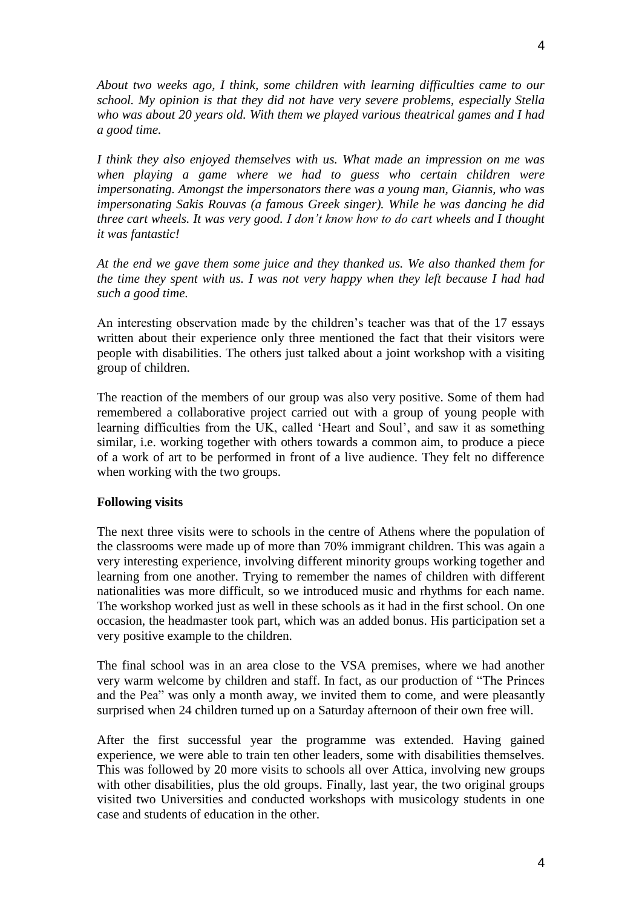*About two weeks ago, I think, some children with learning difficulties came to our school. My opinion is that they did not have very severe problems, especially Stella who was about 20 years old. With them we played various theatrical games and I had a good time.*

*I think they also enjoyed themselves with us. What made an impression on me was when playing a game where we had to guess who certain children were impersonating. Amongst the impersonators there was a young man, Giannis, who was impersonating Sakis Rouvas (a famous Greek singer). While he was dancing he did three cart wheels. It was very good. I don't know how to do cart wheels and I thought it was fantastic!*

*At the end we gave them some juice and they thanked us. We also thanked them for the time they spent with us. I was not very happy when they left because I had had such a good time.*

An interesting observation made by the children's teacher was that of the 17 essays written about their experience only three mentioned the fact that their visitors were people with disabilities. The others just talked about a joint workshop with a visiting group of children.

The reaction of the members of our group was also very positive. Some of them had remembered a collaborative project carried out with a group of young people with learning difficulties from the UK, called 'Heart and Soul', and saw it as something similar, i.e. working together with others towards a common aim, to produce a piece of a work of art to be performed in front of a live audience. They felt no difference when working with the two groups.

**Following visits**

The next three visits were to schools in the centre of Athens where the population of the classrooms were made up of more than 70% immigrant children. This was again a very interesting experience, involving different minority groups working together and learning from one another. Trying to remember the names of children with different nationalities was more difficult, so we introduced music and rhythms for each name. The workshop worked just as well in these schools as it had in the first school. On one occasion, the headmaster took part, which was an added bonus. His participation set a very positive example to the children.

The final school was in an area close to the VSA premises, where we had another very warm welcome by children and staff. In fact, as our production of "The Princes and the Pea" was only a month away, we invited them to come, and were pleasantly surprised when 24 children turned up on a Saturday afternoon of their own free will.

After the first successful year the programme was extended. Having gained experience, we were able to train ten other leaders, some with disabilities themselves. This was followed by 20 more visits to schools all over Attica, involving new groups with other disabilities, plus the old groups. Finally, last year, the two original groups visited two Universities and conducted workshops with musicology students in one case and students of education in the other.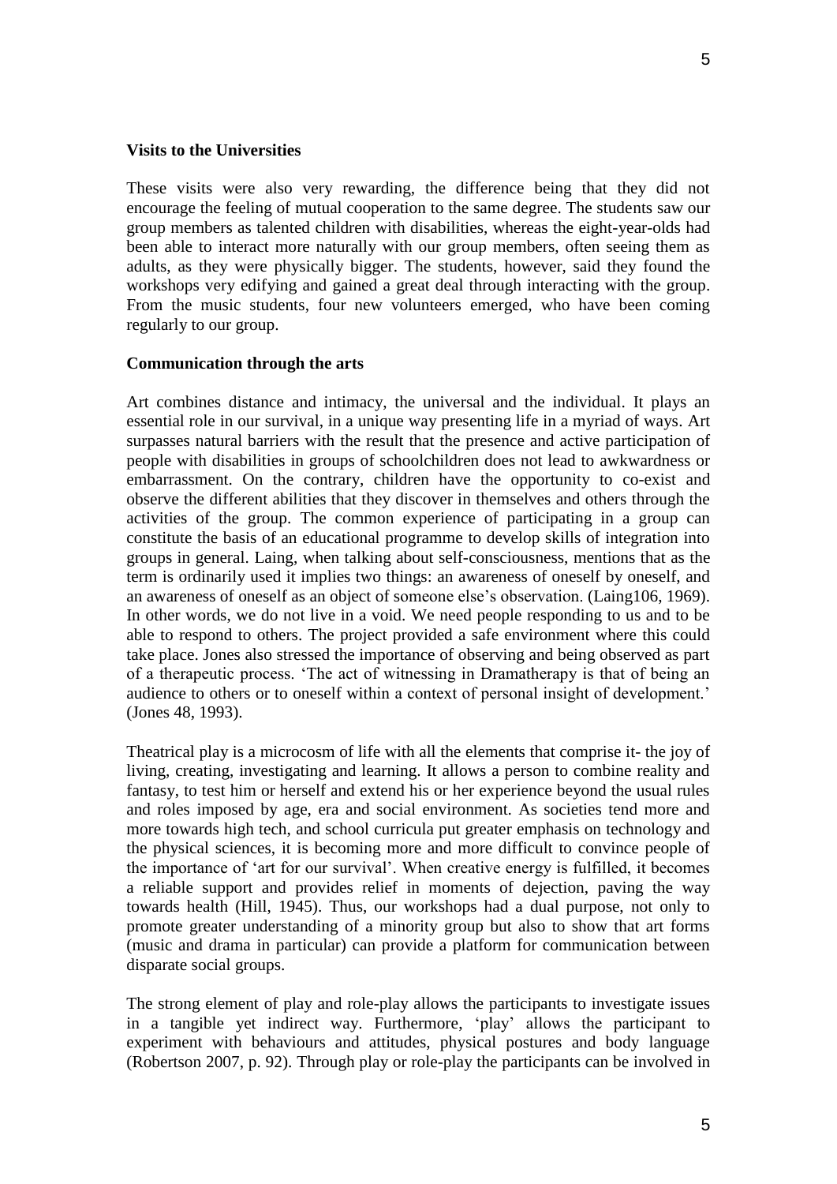### Visits to the Universities

These visits were also very rewarding, the difference being that they did not encourage the feeling of mutual cooperation to the same degree. The students saw our group members as talented children with disabilities, whereas the eight-year-olds had been able to interact more naturally with our group members, often seeing them as adults, as they were physically bigger. The students, however, said they found the workshops very edifying and gained a great deal through interacting with the group. From the music students, four new volunteers emerged, who have been coming regularly to our group.

### Communication through the arts

Art combines distance and intimacy, the universal and the individual. It plays an essential role in our survival, in a unique way presenting life in a myriad of ways. Art surpasses natural barriers with the result that the presence and active participation of people with disabilities in groups of schoolchildren does not lead to awkwardness or embarrassment. On the contrary, children have the opportunity to co-exist and observe the different abilities that they discover in themselves and others through the activities of the group. The common experience of participating in a group can constitute the basis of an educational programme to develop skills of integration into groups in general. Laing, when talking about self-consciousness, mentions that as the term is ordinarily used it implies two things: an awareness of oneself by oneself, and an awareness of oneself as an object of someone else's observation. (Laing106, 1969). In other words, we do not live in a void. We need people responding to us and to be able to respond to others. The project provided a safe environment where this could take place. Jones also stressed the importance of observing and being observed as part of a therapeutic process. 'The act of witnessing in Dramatherapy is that of being an audience to others or to oneself within a context of personal insight of development.' (Jones 48, 1993).

Theatrical play is a microcosm of life with all the elements that comprise it- the joy of living, creating, investigating and learning. It allows a person to combine reality and fantasy, to test him or herself and extend his or her experience beyond the usual rules and roles imposed by age, era and social environment. As societies tend more and more towards high tech, and school curricula put greater emphasis on technology and the physical sciences, it is becoming more and more difficult to convince people of the importance of 'art for our survival'. When creative energy is fulfilled, it becomes a reliable support and provides relief in moments of dejection, paving the way towards health (Hill, 1945). Thus, our workshops had a dual purpose, not only to promote greater understanding of a minority group but also to show that art forms (music and drama in particular) can provide a platform for communication between disparate social groups.

The strong element of play and role-play allows the participants to investigate issues in a tangible yet indirect way. Furthermore, 'play' allows the participant to experiment with behaviours and attitudes, physical postures and body language (Robertson 2007, p. 92). Through play or role-play the participants can be involved in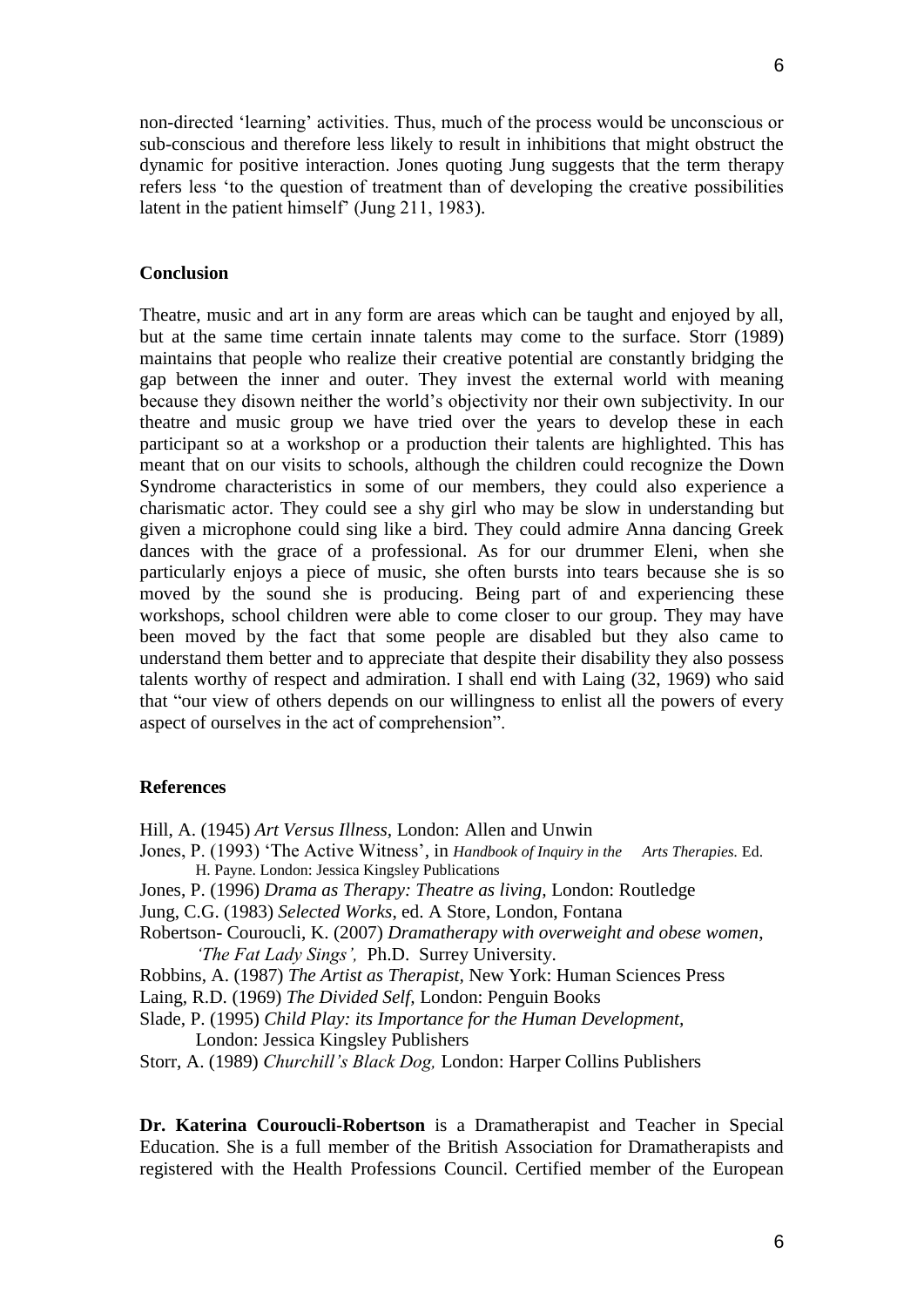non-directed 'learning' activities. Thus, much of the process would be unconscious or sub-conscious and therefore less likely to result in inhibitions that might obstruct the dynamic for positive interaction. Jones quoting Jung suggests that the term therapy refers less 'to the question of treatment than of developing the creative possibilities latent in the patient himself' (Jung 211, 1983).

**Conclusion**

Theatre, music and art in any form are areas which can be taught and enjoyed by all, but at the same time certain innate talents may come to the surface. Storr (1989) maintains that people who realize their creative potential are constantly bridging the gap between the inner and outer. They invest the external world with meaning because they disown neither the world's objectivity nor their own subjectivity. In our theatre and music group we have tried over the years to develop these in each participant so at a workshop or a production their talents are highlighted. This has meant that on our visits to schools, although the children could recognize the Down Syndrome characteristics in some of our members, they could also experience a charismatic actor. They could see a shy girl who may be slow in understanding but given a microphone could sing like a bird. They could admire Anna dancing Greek dances with the grace of a professional. As for our drummer Eleni, when she particularly enjoys a piece of music, she often bursts into tears because she is so moved by the sound she is producing. Being part of and experiencing these workshops, school children were able to come closer to our group. They may have been moved by the fact that some people are disabled but they also came to understand them better and to appreciate that despite their disability they also possess talents worthy of respect and admiration. I shall end with Laing (32, 1969) who said that "our view of others depends on our willingness to enlist all the powers of every aspect of ourselves in the act of comprehension".

**References**

Hill, A. (1945) *Art Versus Illness,* London: Allen and Unwin

Jones, P. (1993) 'The Active Witness', in *Handbook of Inquiry in the Arts Therapies.* Ed. H. Payne. London: Jessica Kingsley Publications

Jones, P. (1996) *Drama as Therapy: Theatre as living,* London: Routledge

Jung, C.G. (1983) *Selected Works*, ed. A Store, London, Fontana

Robertson- Couroucli, K. (2007) *Dramatherapy with overweight and obese women*, *'The Fat Lady Sings',* Ph.D. Surrey University.

Robbins, A. (1987) *The Artist as Therapist,* New York: Human Sciences Press

Laing, R.D. (1969) *The Divided Self,* London: Penguin Books

Slade, P. (1995) *Child Play: its Importance for the Human Development,* London: Jessica Kingsley Publishers

Storr, A. (1989) *Churchill's Black Dog,* London: Harper Collins Publishers

**Dr. Katerina Couroucli-Robertson** is a Dramatherapist and Teacher in Special Education. She is a full member of the British Association for Dramatherapists and registered with the Health Professions Council. Certified member of the European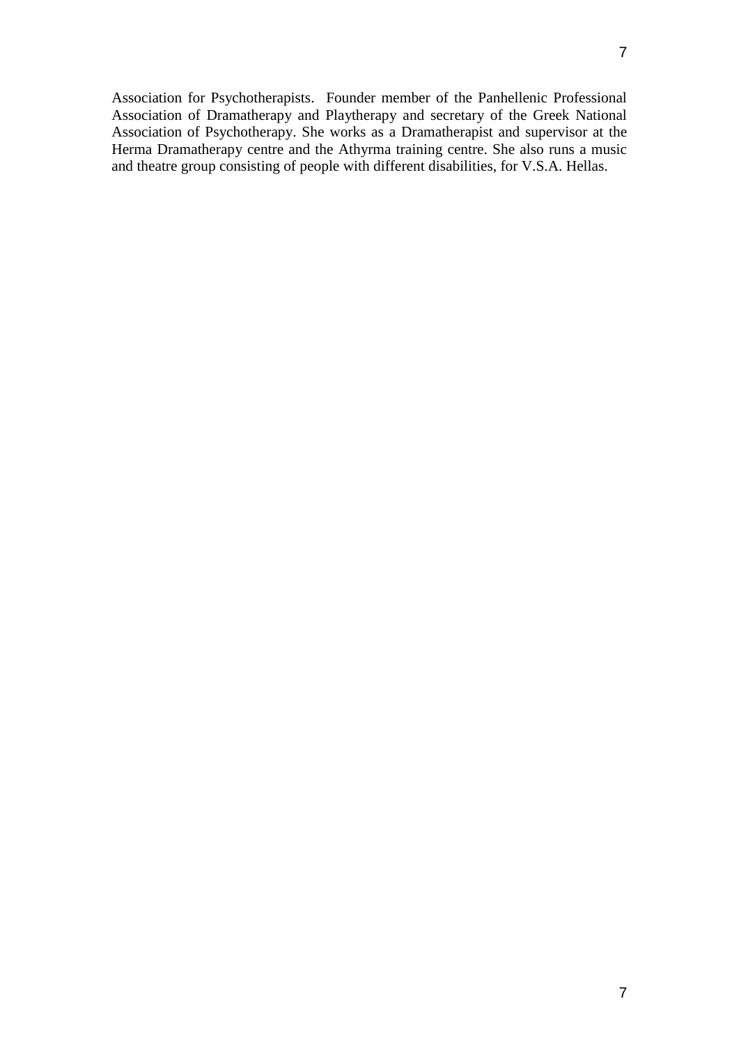Association for Psychotherapists. Founder member of the Panhellenic Professional Association of Dramatherapy and Playtherapy and secretary of the Greek National Association of Psychotherapy. She works as a Dramatherapist and supervisor at the Herma Dramatherapy centre and the Athyrma training centre. She also runs a music and theatre group consisting of people with different disabilities, for V.S.A. Hellas.